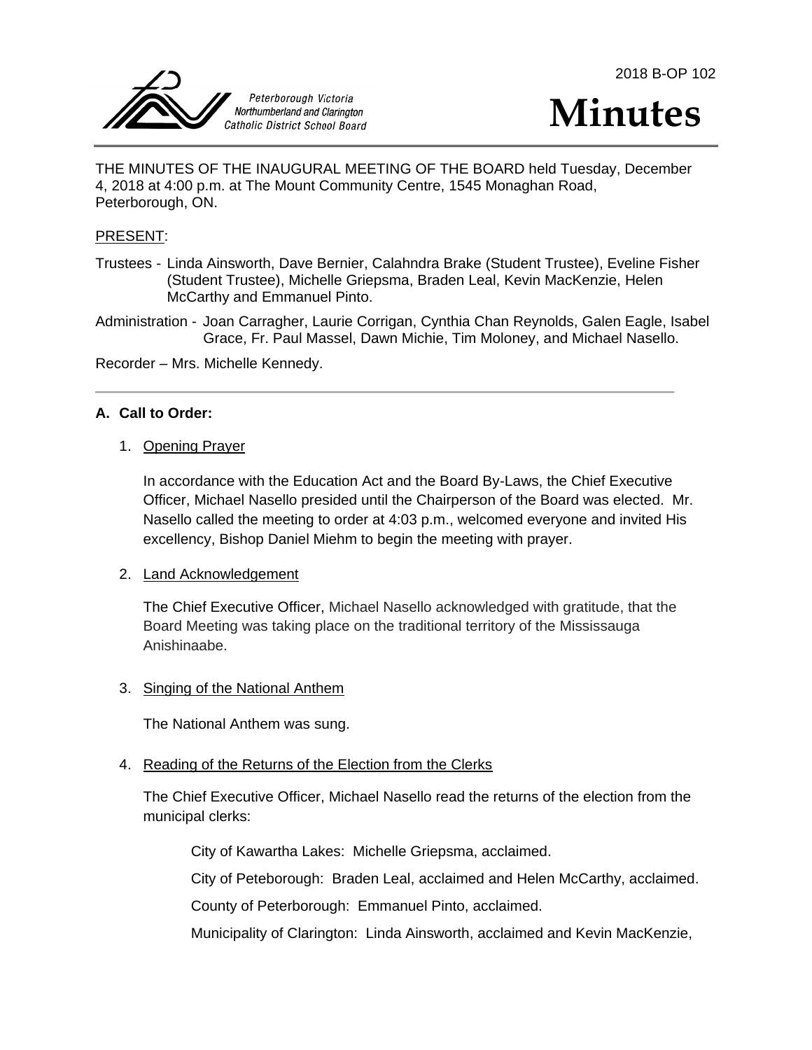2018 B-OP 102

Peterborough Victoria Northumberland and Clarington Catholic District School Board

# Minutes

THE MINUTES OF THE INAUGURAL MEETING OF THE BOARD held Tuesday, December 4, 2018 at 4:00 p.m. at The Mount Community Centre, 1545 Monaghan Road, Peterborough, ON.

PRESENT:

Trustees - Linda Ainsworth, Dave Bernier, Calahndra Brake (Student Trustee), Eveline Fisher (Student Trustee), Michelle Griepsma, Braden Leal, Kevin MacKenzie, Helen McCarthy and Emmanuel Pinto.

Administration - Joan Carragher, Laurie Corrigan, Cynthia Chan Reynolds, Galen Eagle, Isabel Grace, Fr. Paul Massel, Dawn Michie, Tim Moloney, and Michael Nasello.

Recorder – Mrs. Michelle Kennedy.

---

**A. Call to Order:**

1. Opening Prayer

   In accordance with the Education Act and the Board By-Laws, the Chief Executive Officer, Michael Nasello presided until the Chairperson of the Board was elected. Mr. Nasello called the meeting to order at 4:03 p.m., welcomed everyone and invited His excellency, Bishop Daniel Miehm to begin the meeting with prayer.

2. Land Acknowledgement

   The Chief Executive Officer, Michael Nasello acknowledged with gratitude, that the Board Meeting was taking place on the traditional territory of the Mississauga Anishinaabe.

3. Singing of the National Anthem

   The National Anthem was sung.

4. Reading of the Returns of the Election from the Clerks

   The Chief Executive Officer, Michael Nasello read the returns of the election from the municipal clerks:

   City of Kawartha Lakes: Michelle Griepsma, acclaimed.

   City of Peteborough: Braden Leal, acclaimed and Helen McCarthy, acclaimed.

   County of Peterborough: Emmanuel Pinto, acclaimed.

   Municipality of Clarington: Linda Ainsworth, acclaimed and Kevin MacKenzie,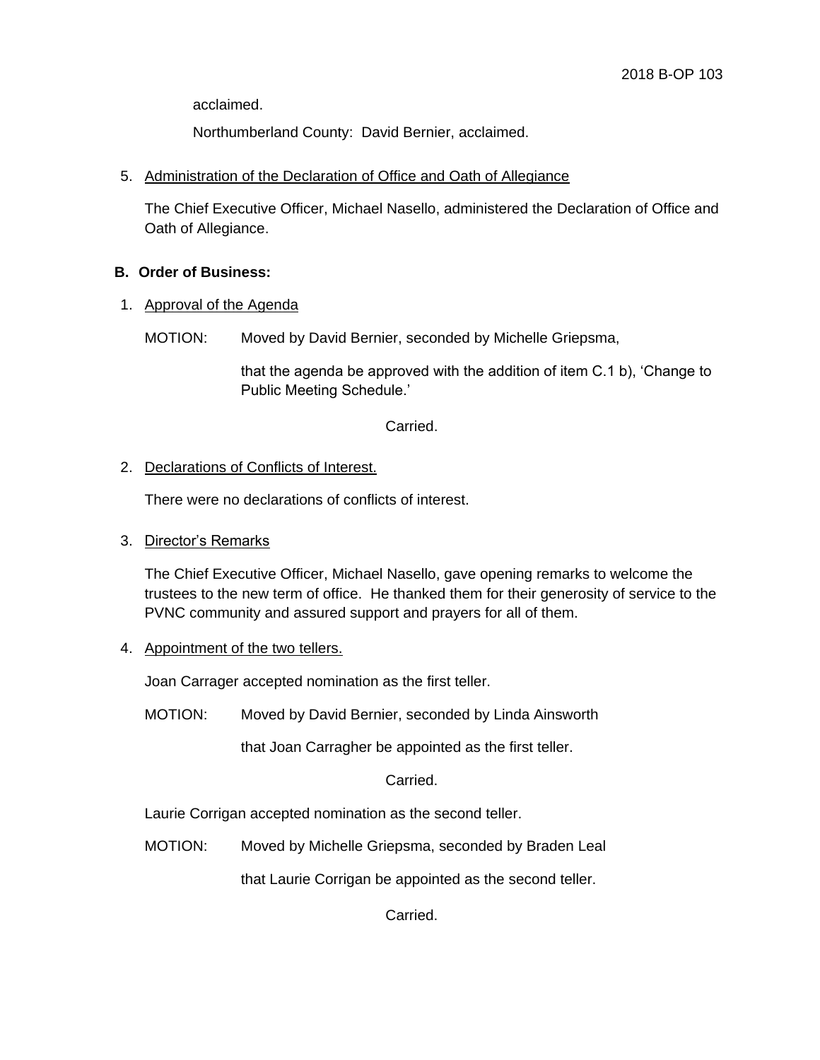acclaimed.

Northumberland County: David Bernier, acclaimed.

5. Administration of the Declaration of Office and Oath of Allegiance

   The Chief Executive Officer, Michael Nasello, administered the Declaration of Office and Oath of Allegiance.

**B. Order of Business:**

1. Approval of the Agenda

   MOTION: Moved by David Bernier, seconded by Michelle Griepsma,

   that the agenda be approved with the addition of item C.1 b), 'Change to Public Meeting Schedule.'

   Carried.

2. Declarations of Conflicts of Interest.

   There were no declarations of conflicts of interest.

3. Director's Remarks

   The Chief Executive Officer, Michael Nasello, gave opening remarks to welcome the trustees to the new term of office. He thanked them for their generosity of service to the PVNC community and assured support and prayers for all of them.

4. Appointment of the two tellers.

   Joan Carrager accepted nomination as the first teller.

   MOTION: Moved by David Bernier, seconded by Linda Ainsworth

   that Joan Carragher be appointed as the first teller.

   Carried.

   Laurie Corrigan accepted nomination as the second teller.

   MOTION: Moved by Michelle Griepsma, seconded by Braden Leal

   that Laurie Corrigan be appointed as the second teller.

   Carried.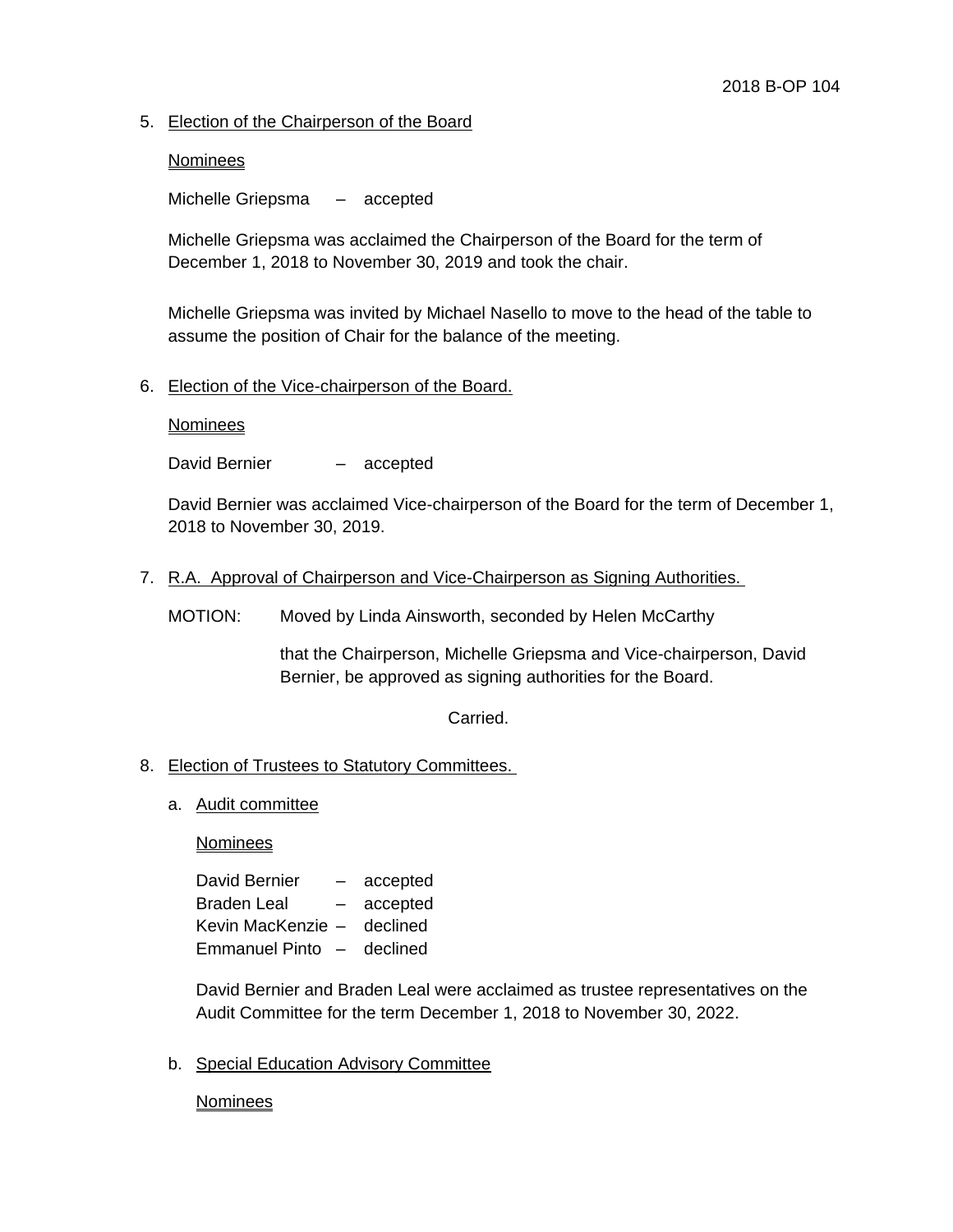5. Election of the Chairperson of the Board

   Nominees

   Michelle Griepsma – accepted

   Michelle Griepsma was acclaimed the Chairperson of the Board for the term of December 1, 2018 to November 30, 2019 and took the chair.

   Michelle Griepsma was invited by Michael Nasello to move to the head of the table to assume the position of Chair for the balance of the meeting.

6. Election of the Vice-chairperson of the Board.

   Nominees

   David Bernier – accepted

   David Bernier was acclaimed Vice-chairperson of the Board for the term of December 1, 2018 to November 30, 2019.

7. R.A. Approval of Chairperson and Vice-Chairperson as Signing Authorities.

   MOTION: Moved by Linda Ainsworth, seconded by Helen McCarthy

   that the Chairperson, Michelle Griepsma and Vice-chairperson, David Bernier, be approved as signing authorities for the Board.

   Carried.

8. Election of Trustees to Statutory Committees.

   a. Audit committee

      Nominees

      David Bernier – accepted
      Braden Leal – accepted
      Kevin MacKenzie – declined
      Emmanuel Pinto – declined

      David Bernier and Braden Leal were acclaimed as trustee representatives on the Audit Committee for the term December 1, 2018 to November 30, 2022.

   b. Special Education Advisory Committee

      Nominees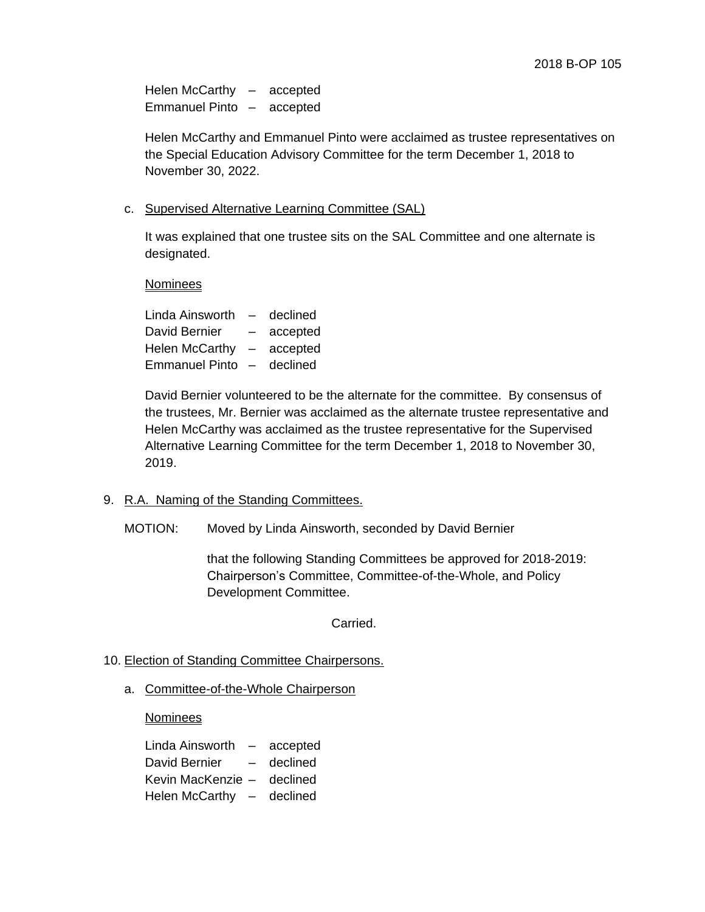Helen McCarthy – accepted
Emmanuel Pinto – accepted

Helen McCarthy and Emmanuel Pinto were acclaimed as trustee representatives on the Special Education Advisory Committee for the term December 1, 2018 to November 30, 2022.

c. Supervised Alternative Learning Committee (SAL)

It was explained that one trustee sits on the SAL Committee and one alternate is designated.

Nominees

Linda Ainsworth – declined
David Bernier – accepted
Helen McCarthy – accepted
Emmanuel Pinto – declined

David Bernier volunteered to be the alternate for the committee. By consensus of the trustees, Mr. Bernier was acclaimed as the alternate trustee representative and Helen McCarthy was acclaimed as the trustee representative for the Supervised Alternative Learning Committee for the term December 1, 2018 to November 30, 2019.

9. R.A. Naming of the Standing Committees.

MOTION: Moved by Linda Ainsworth, seconded by David Bernier

that the following Standing Committees be approved for 2018-2019: Chairperson's Committee, Committee-of-the-Whole, and Policy Development Committee.

Carried.

10. Election of Standing Committee Chairpersons.

a. Committee-of-the-Whole Chairperson

Nominees

Linda Ainsworth – accepted
David Bernier – declined
Kevin MacKenzie – declined
Helen McCarthy – declined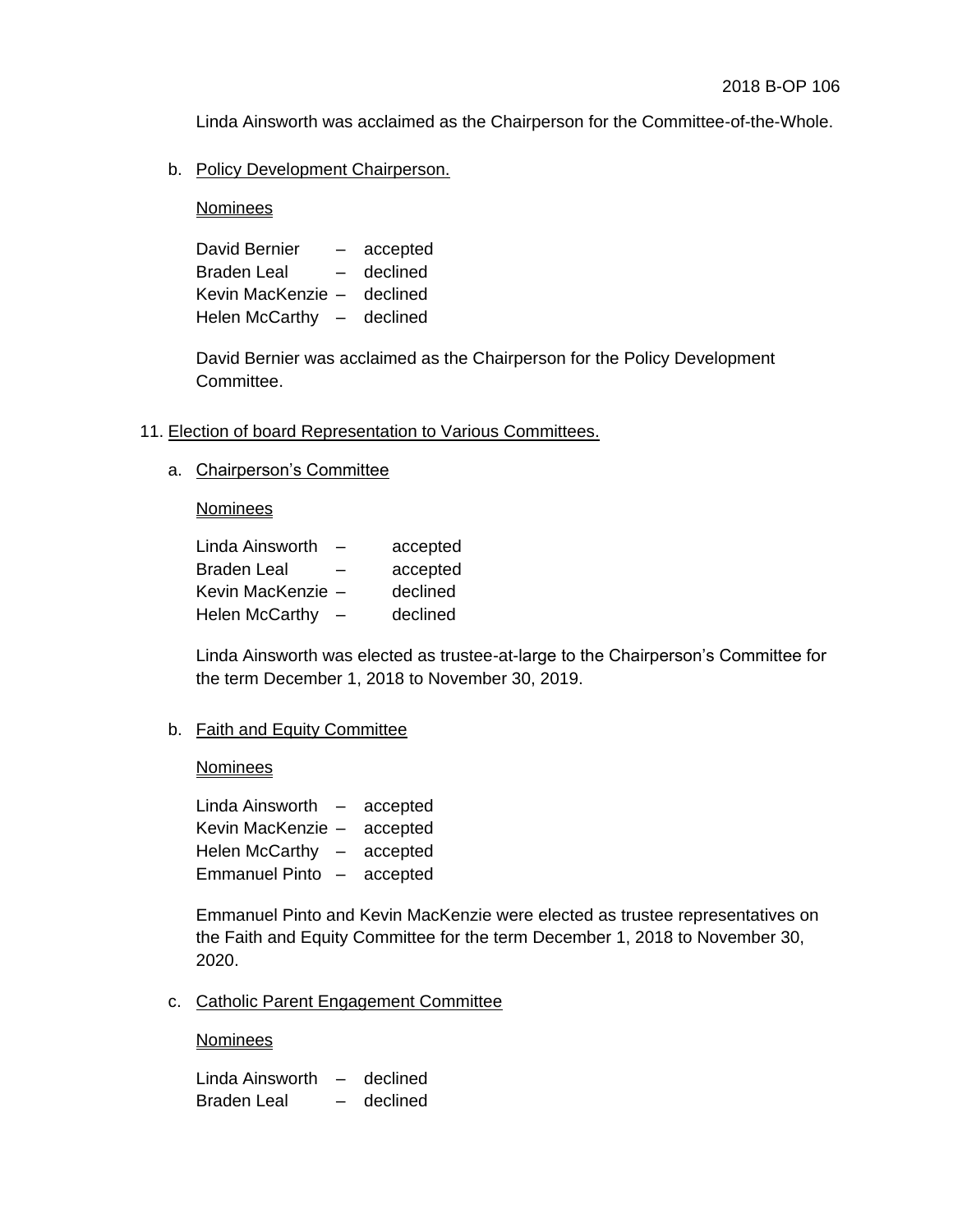Linda Ainsworth was acclaimed as the Chairperson for the Committee-of-the-Whole.

b. Policy Development Chairperson.

Nominees

David Bernier – accepted
Braden Leal – declined
Kevin MacKenzie – declined
Helen McCarthy – declined

David Bernier was acclaimed as the Chairperson for the Policy Development Committee.

11. Election of board Representation to Various Committees.

a. Chairperson's Committee

Nominees

Linda Ainsworth – accepted
Braden Leal – accepted
Kevin MacKenzie – declined
Helen McCarthy – declined

Linda Ainsworth was elected as trustee-at-large to the Chairperson's Committee for the term December 1, 2018 to November 30, 2019.

b. Faith and Equity Committee

Nominees

Linda Ainsworth – accepted
Kevin MacKenzie – accepted
Helen McCarthy – accepted
Emmanuel Pinto – accepted

Emmanuel Pinto and Kevin MacKenzie were elected as trustee representatives on the Faith and Equity Committee for the term December 1, 2018 to November 30, 2020.

c. Catholic Parent Engagement Committee

Nominees

Linda Ainsworth – declined
Braden Leal – declined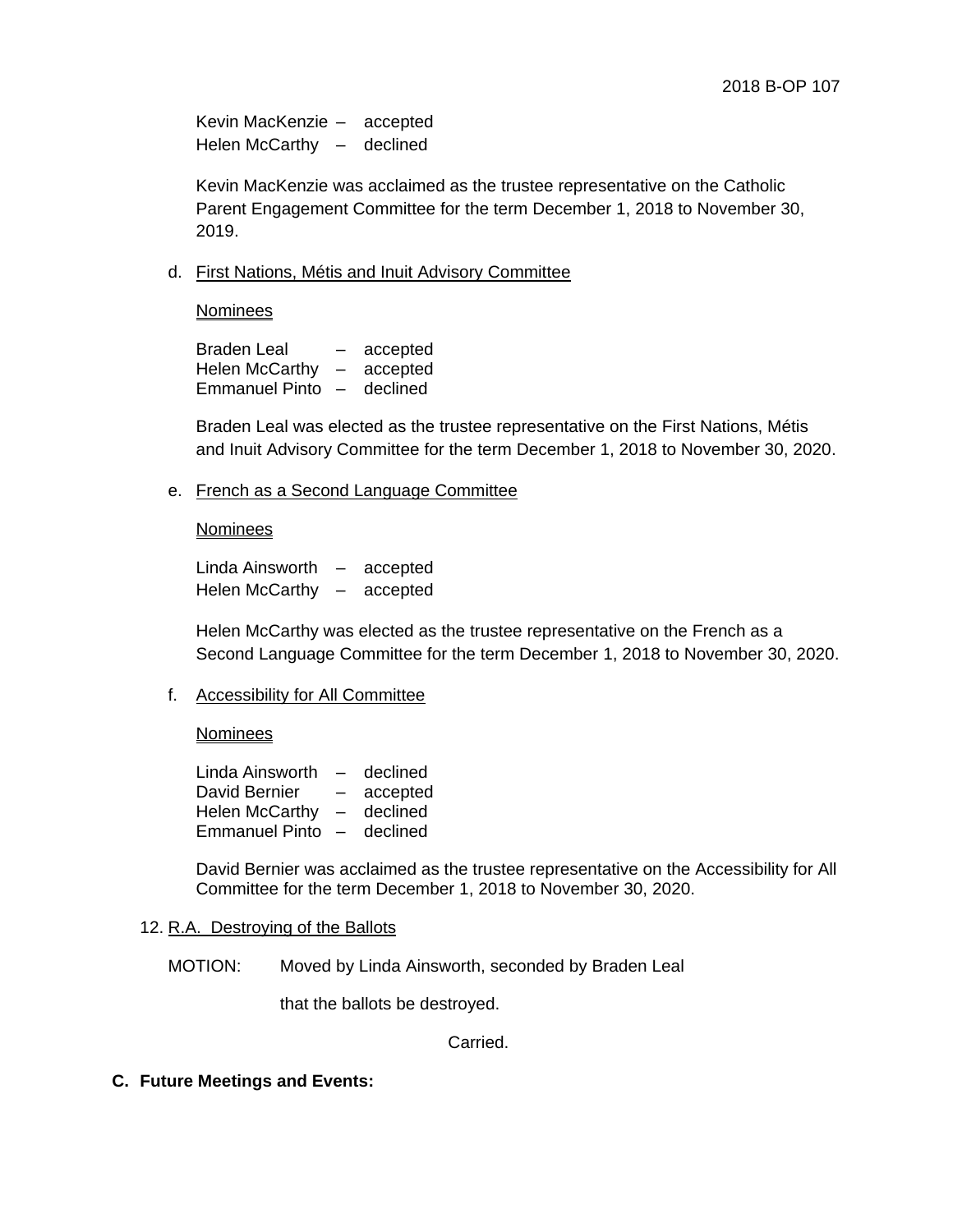Kevin MacKenzie – accepted
Helen McCarthy – declined

Kevin MacKenzie was acclaimed as the trustee representative on the Catholic Parent Engagement Committee for the term December 1, 2018 to November 30, 2019.

d. First Nations, Métis and Inuit Advisory Committee

Nominees

Braden Leal – accepted
Helen McCarthy – accepted
Emmanuel Pinto – declined

Braden Leal was elected as the trustee representative on the First Nations, Métis and Inuit Advisory Committee for the term December 1, 2018 to November 30, 2020.

e. French as a Second Language Committee

Nominees

Linda Ainsworth – accepted
Helen McCarthy – accepted

Helen McCarthy was elected as the trustee representative on the French as a Second Language Committee for the term December 1, 2018 to November 30, 2020.

f. Accessibility for All Committee

Nominees

Linda Ainsworth – declined
David Bernier – accepted
Helen McCarthy – declined
Emmanuel Pinto – declined

David Bernier was acclaimed as the trustee representative on the Accessibility for All Committee for the term December 1, 2018 to November 30, 2020.

12. R.A. Destroying of the Ballots

MOTION: Moved by Linda Ainsworth, seconded by Braden Leal

that the ballots be destroyed.

Carried.

**C. Future Meetings and Events:**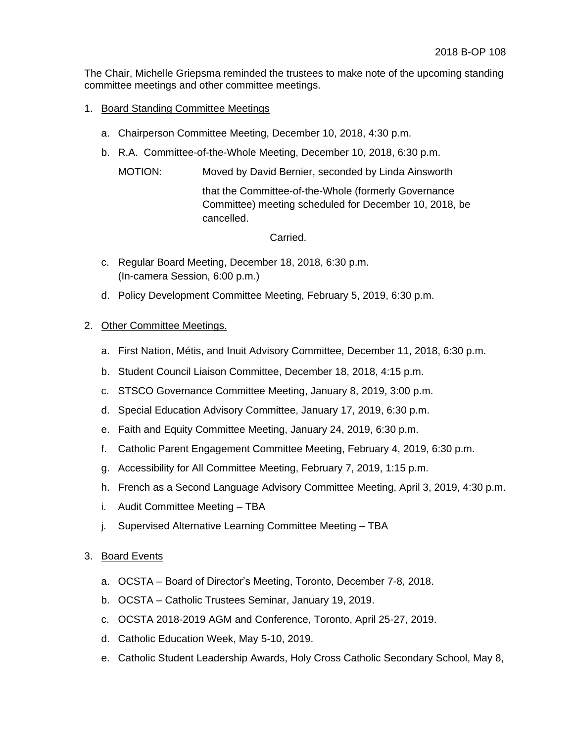The Chair, Michelle Griepsma reminded the trustees to make note of the upcoming standing committee meetings and other committee meetings.

1. Board Standing Committee Meetings

   a. Chairperson Committee Meeting, December 10, 2018, 4:30 p.m.

   b. R.A. Committee-of-the-Whole Meeting, December 10, 2018, 6:30 p.m.

      MOTION: Moved by David Bernier, seconded by Linda Ainsworth

      that the Committee-of-the-Whole (formerly Governance Committee) meeting scheduled for December 10, 2018, be cancelled.

      Carried.

   c. Regular Board Meeting, December 18, 2018, 6:30 p.m. (In-camera Session, 6:00 p.m.)

   d. Policy Development Committee Meeting, February 5, 2019, 6:30 p.m.

2. Other Committee Meetings.

   a. First Nation, Métis, and Inuit Advisory Committee, December 11, 2018, 6:30 p.m.

   b. Student Council Liaison Committee, December 18, 2018, 4:15 p.m.

   c. STSCO Governance Committee Meeting, January 8, 2019, 3:00 p.m.

   d. Special Education Advisory Committee, January 17, 2019, 6:30 p.m.

   e. Faith and Equity Committee Meeting, January 24, 2019, 6:30 p.m.

   f. Catholic Parent Engagement Committee Meeting, February 4, 2019, 6:30 p.m.

   g. Accessibility for All Committee Meeting, February 7, 2019, 1:15 p.m.

   h. French as a Second Language Advisory Committee Meeting, April 3, 2019, 4:30 p.m.

   i. Audit Committee Meeting – TBA

   j. Supervised Alternative Learning Committee Meeting – TBA

3. Board Events

   a. OCSTA – Board of Director's Meeting, Toronto, December 7-8, 2018.

   b. OCSTA – Catholic Trustees Seminar, January 19, 2019.

   c. OCSTA 2018-2019 AGM and Conference, Toronto, April 25-27, 2019.

   d. Catholic Education Week, May 5-10, 2019.

   e. Catholic Student Leadership Awards, Holy Cross Catholic Secondary School, May 8,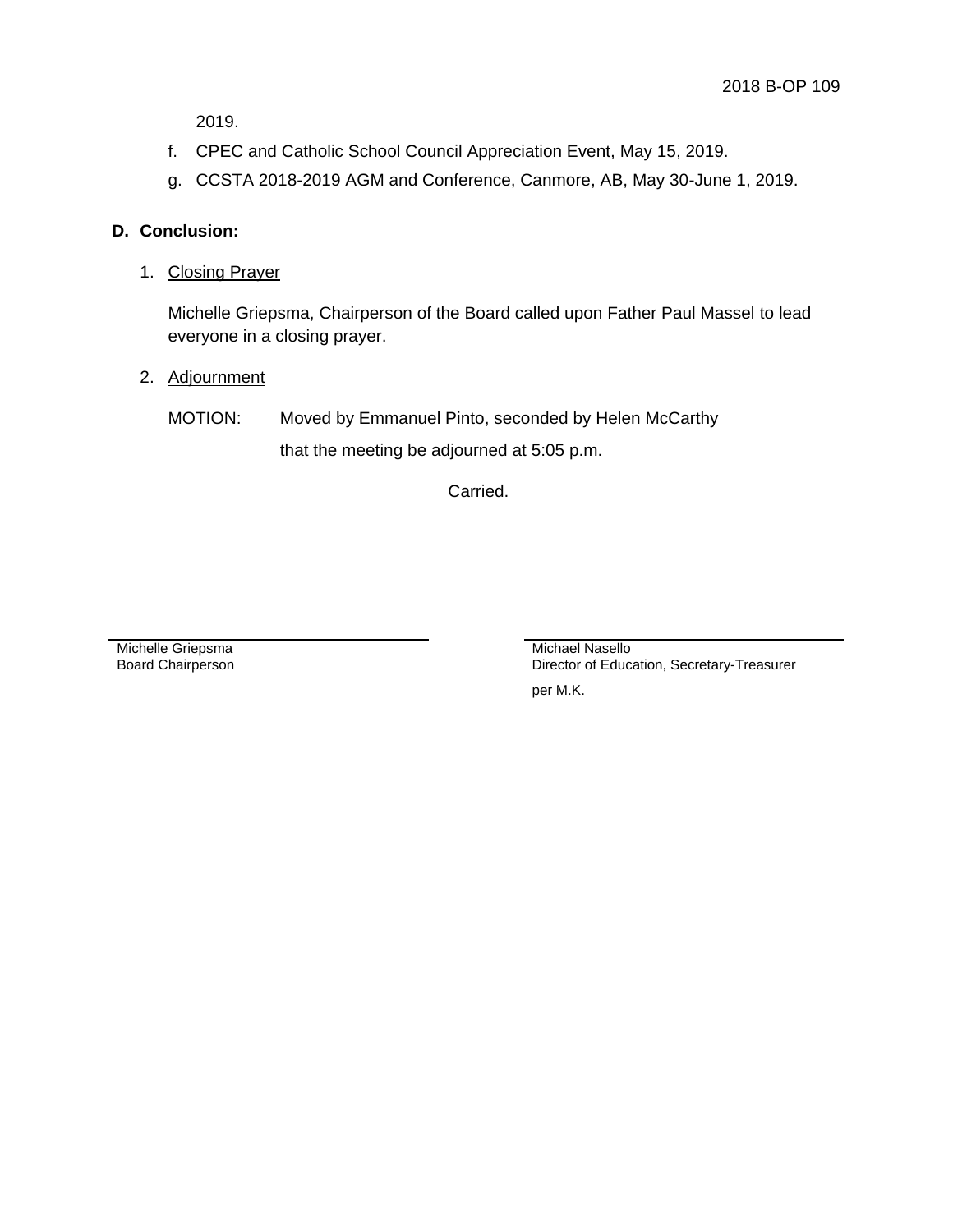2019.

f. CPEC and Catholic School Council Appreciation Event, May 15, 2019.

g. CCSTA 2018-2019 AGM and Conference, Canmore, AB, May 30-June 1, 2019.

**D. Conclusion:**

1. Closing Prayer

   Michelle Griepsma, Chairperson of the Board called upon Father Paul Massel to lead everyone in a closing prayer.

2. Adjournment

   MOTION: Moved by Emmanuel Pinto, seconded by Helen McCarthy that the meeting be adjourned at 5:05 p.m.

   Carried.

Michelle Griepsma
Board Chairperson

Michael Nasello
Director of Education, Secretary-Treasurer
per M.K.